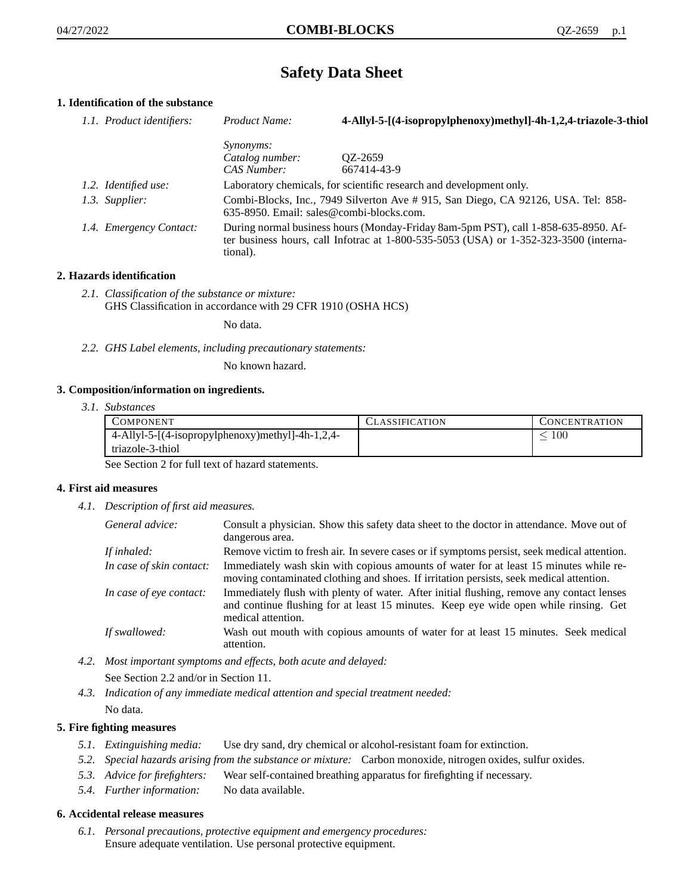# Safety Data Sheet

## 1. Identification of the substance

*1.1. Product identifiers:* *Product Name:* **4-Allyl-5-[(4-isopropylphenoxy)methyl]-4h-1,2,4-triazole-3-thiol**

*Synonyms:*
*Catalog number:* QZ-2659
*CAS Number:* 667414-43-9

*1.2. Identified use:* Laboratory chemicals, for scientific research and development only.

*1.3. Supplier:* Combi-Blocks, Inc., 7949 Silverton Ave # 915, San Diego, CA 92126, USA. Tel: 858-635-8950. Email: sales@combi-blocks.com.

*1.4. Emergency Contact:* During normal business hours (Monday-Friday 8am-5pm PST), call 1-858-635-8950. After business hours, call Infotrac at 1-800-535-5053 (USA) or 1-352-323-3500 (international).

## 2. Hazards identification

*2.1. Classification of the substance or mixture:*
GHS Classification in accordance with 29 CFR 1910 (OSHA HCS)

No data.

*2.2. GHS Label elements, including precautionary statements:*

No known hazard.

## 3. Composition/information on ingredients.

*3.1. Substances*

| Component | Classification | Concentration |
|---|---|---|
| 4-Allyl-5-[(4-isopropylphenoxy)methyl]-4h-1,2,4-triazole-3-thiol | | $\leq 100$ |

See Section 2 for full text of hazard statements.

## 4. First aid measures

*4.1. Description of first aid measures.*

*General advice:* Consult a physician. Show this safety data sheet to the doctor in attendance. Move out of dangerous area.

*If inhaled:* Remove victim to fresh air. In severe cases or if symptoms persist, seek medical attention.

*In case of skin contact:* Immediately wash skin with copious amounts of water for at least 15 minutes while removing contaminated clothing and shoes. If irritation persists, seek medical attention.

*In case of eye contact:* Immediately flush with plenty of water. After initial flushing, remove any contact lenses and continue flushing for at least 15 minutes. Keep eye wide open while rinsing. Get medical attention.

*If swallowed:* Wash out mouth with copious amounts of water for at least 15 minutes. Seek medical attention.

*4.2. Most important symptoms and effects, both acute and delayed:*
See Section 2.2 and/or in Section 11.

*4.3. Indication of any immediate medical attention and special treatment needed:*
No data.

## 5. Fire fighting measures

*5.1. Extinguishing media:* Use dry sand, dry chemical or alcohol-resistant foam for extinction.

*5.2. Special hazards arising from the substance or mixture:* Carbon monoxide, nitrogen oxides, sulfur oxides.

*5.3. Advice for firefighters:* Wear self-contained breathing apparatus for firefighting if necessary.

*5.4. Further information:* No data available.

## 6. Accidental release measures

*6.1. Personal precautions, protective equipment and emergency procedures:*
Ensure adequate ventilation. Use personal protective equipment.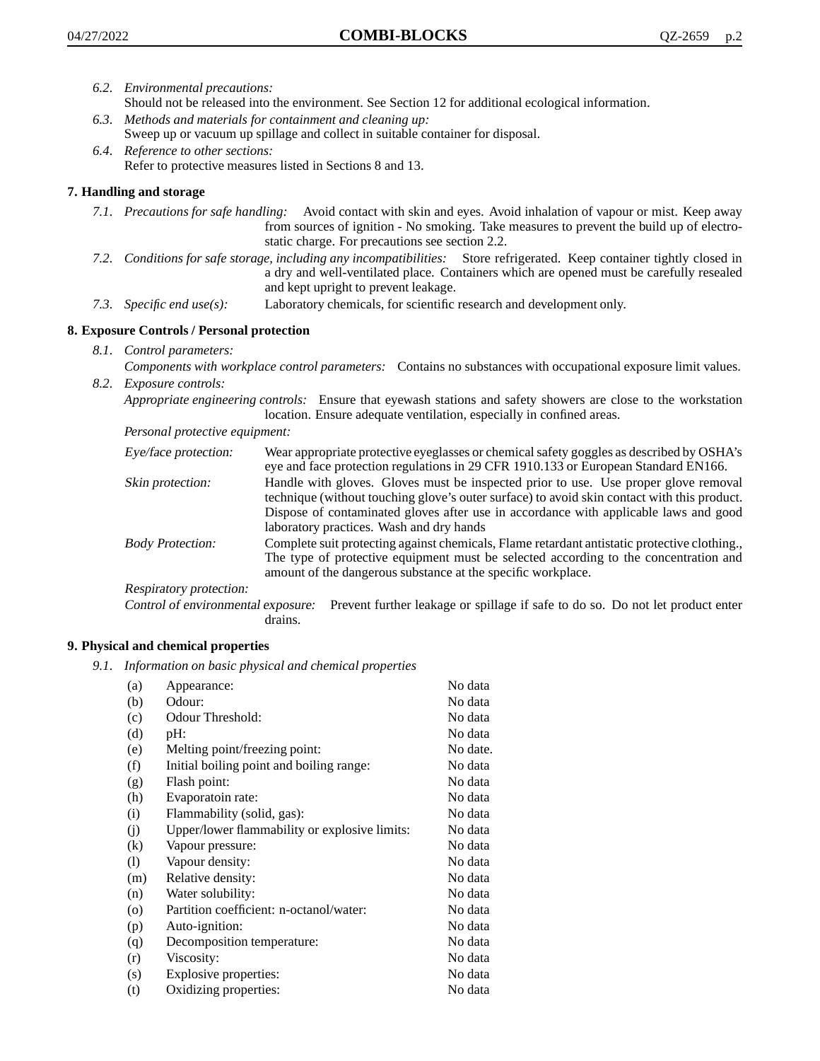*6.2. Environmental precautions:*
Should not be released into the environment. See Section 12 for additional ecological information.

*6.3. Methods and materials for containment and cleaning up:*
Sweep up or vacuum up spillage and collect in suitable container for disposal.

*6.4. Reference to other sections:*
Refer to protective measures listed in Sections 8 and 13.

## 7. Handling and storage

*7.1. Precautions for safe handling:* Avoid contact with skin and eyes. Avoid inhalation of vapour or mist. Keep away from sources of ignition - No smoking. Take measures to prevent the build up of electrostatic charge. For precautions see section 2.2.

*7.2. Conditions for safe storage, including any incompatibilities:* Store refrigerated. Keep container tightly closed in a dry and well-ventilated place. Containers which are opened must be carefully resealed and kept upright to prevent leakage.

*7.3. Specific end use(s):* Laboratory chemicals, for scientific research and development only.

## 8. Exposure Controls / Personal protection

*8.1. Control parameters:*
*Components with workplace control parameters:* Contains no substances with occupational exposure limit values.

*8.2. Exposure controls:*
*Appropriate engineering controls:* Ensure that eyewash stations and safety showers are close to the workstation location. Ensure adequate ventilation, especially in confined areas.

*Personal protective equipment:*

*Eye/face protection:* Wear appropriate protective eyeglasses or chemical safety goggles as described by OSHA's eye and face protection regulations in 29 CFR 1910.133 or European Standard EN166.

*Skin protection:* Handle with gloves. Gloves must be inspected prior to use. Use proper glove removal technique (without touching glove's outer surface) to avoid skin contact with this product. Dispose of contaminated gloves after use in accordance with applicable laws and good laboratory practices. Wash and dry hands

*Body Protection:* Complete suit protecting against chemicals, Flame retardant antistatic protective clothing., The type of protective equipment must be selected according to the concentration and amount of the dangerous substance at the specific workplace.

*Respiratory protection:*

*Control of environmental exposure:* Prevent further leakage or spillage if safe to do so. Do not let product enter drains.

## 9. Physical and chemical properties

*9.1. Information on basic physical and chemical properties*

| | | |
|---|---|---|
| (a) | Appearance: | No data |
| (b) | Odour: | No data |
| (c) | Odour Threshold: | No data |
| (d) | pH: | No data |
| (e) | Melting point/freezing point: | No date. |
| (f) | Initial boiling point and boiling range: | No data |
| (g) | Flash point: | No data |
| (h) | Evaporatoin rate: | No data |
| (i) | Flammability (solid, gas): | No data |
| (j) | Upper/lower flammability or explosive limits: | No data |
| (k) | Vapour pressure: | No data |
| (l) | Vapour density: | No data |
| (m) | Relative density: | No data |
| (n) | Water solubility: | No data |
| (o) | Partition coefficient: n-octanol/water: | No data |
| (p) | Auto-ignition: | No data |
| (q) | Decomposition temperature: | No data |
| (r) | Viscosity: | No data |
| (s) | Explosive properties: | No data |
| (t) | Oxidizing properties: | No data |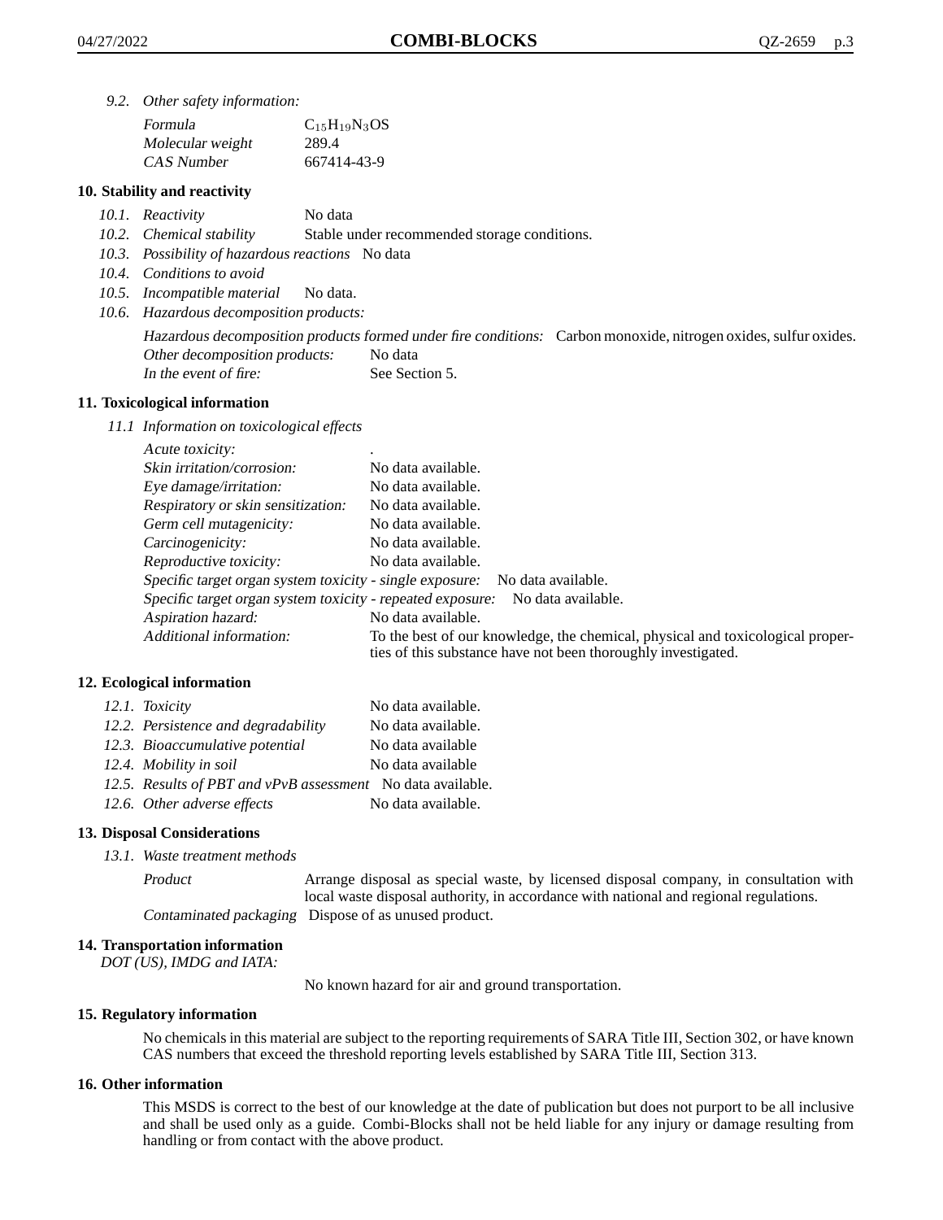*9.2. Other safety information:*

| | |
|---|---|
| *Formula* | $C_{15}H_{19}N_3OS$ |
| *Molecular weight* | 289.4 |
| *CAS Number* | 667414-43-9 |

## 10. Stability and reactivity

*10.1. Reactivity* No data

*10.2. Chemical stability* Stable under recommended storage conditions.

*10.3. Possibility of hazardous reactions* No data

*10.4. Conditions to avoid*

*10.5. Incompatible material* No data.

*10.6. Hazardous decomposition products:*

*Hazardous decomposition products formed under fire conditions:* Carbon monoxide, nitrogen oxides, sulfur oxides.

*Other decomposition products:* No data

*In the event of fire:* See Section 5.

## 11. Toxicological information

*11.1 Information on toxicological effects*

| | |
|---|---|
| *Acute toxicity:* | . |
| *Skin irritation/corrosion:* | No data available. |
| *Eye damage/irritation:* | No data available. |
| *Respiratory or skin sensitization:* | No data available. |
| *Germ cell mutagenicity:* | No data available. |
| *Carcinogenicity:* | No data available. |
| *Reproductive toxicity:* | No data available. |
| *Specific target organ system toxicity - single exposure:* | No data available. |
| *Specific target organ system toxicity - repeated exposure:* | No data available. |
| *Aspiration hazard:* | No data available. |
| *Additional information:* | To the best of our knowledge, the chemical, physical and toxicological properties of this substance have not been thoroughly investigated. |

## 12. Ecological information

| | |
|---|---|
| *12.1. Toxicity* | No data available. |
| *12.2. Persistence and degradability* | No data available. |
| *12.3. Bioaccumulative potential* | No data available |
| *12.4. Mobility in soil* | No data available |
| *12.5. Results of PBT and vPvB assessment* | No data available. |
| *12.6. Other adverse effects* | No data available. |

## 13. Disposal Considerations

*13.1. Waste treatment methods*

*Product* Arrange disposal as special waste, by licensed disposal company, in consultation with local waste disposal authority, in accordance with national and regional regulations.

*Contaminated packaging* Dispose of as unused product.

## 14. Transportation information

*DOT (US), IMDG and IATA:*

No known hazard for air and ground transportation.

## 15. Regulatory information

No chemicals in this material are subject to the reporting requirements of SARA Title III, Section 302, or have known CAS numbers that exceed the threshold reporting levels established by SARA Title III, Section 313.

## 16. Other information

This MSDS is correct to the best of our knowledge at the date of publication but does not purport to be all inclusive and shall be used only as a guide. Combi-Blocks shall not be held liable for any injury or damage resulting from handling or from contact with the above product.